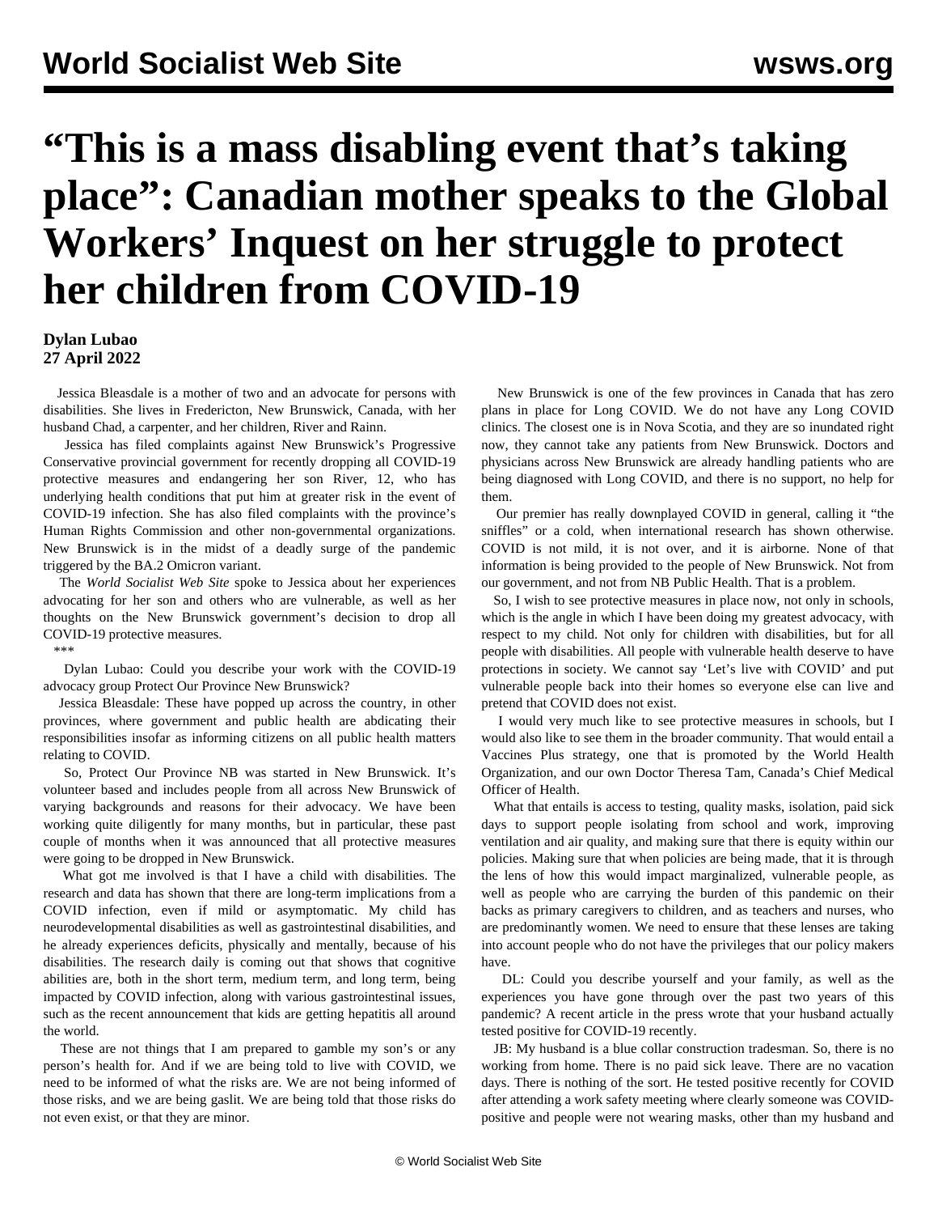# "This is a mass disabling event that's taking place": Canadian mother speaks to the Global Workers' Inquest on her struggle to protect her children from COVID-19

**Dylan Lubao**
**27 April 2022**

Jessica Bleasdale is a mother of two and an advocate for persons with disabilities. She lives in Fredericton, New Brunswick, Canada, with her husband Chad, a carpenter, and her children, River and Rainn.

Jessica has filed complaints against New Brunswick's Progressive Conservative provincial government for recently dropping all COVID-19 protective measures and endangering her son River, 12, who has underlying health conditions that put him at greater risk in the event of COVID-19 infection. She has also filed complaints with the province's Human Rights Commission and other non-governmental organizations. New Brunswick is in the midst of a deadly surge of the pandemic triggered by the BA.2 Omicron variant.

The *World Socialist Web Site* spoke to Jessica about her experiences advocating for her son and others who are vulnerable, as well as her thoughts on the New Brunswick government's decision to drop all COVID-19 protective measures.

\*\*\*

Dylan Lubao: Could you describe your work with the COVID-19 advocacy group Protect Our Province New Brunswick?

Jessica Bleasdale: These have popped up across the country, in other provinces, where government and public health are abdicating their responsibilities insofar as informing citizens on all public health matters relating to COVID.

So, Protect Our Province NB was started in New Brunswick. It's volunteer based and includes people from all across New Brunswick of varying backgrounds and reasons for their advocacy. We have been working quite diligently for many months, but in particular, these past couple of months when it was announced that all protective measures were going to be dropped in New Brunswick.

What got me involved is that I have a child with disabilities. The research and data has shown that there are long-term implications from a COVID infection, even if mild or asymptomatic. My child has neurodevelopmental disabilities as well as gastrointestinal disabilities, and he already experiences deficits, physically and mentally, because of his disabilities. The research daily is coming out that shows that cognitive abilities are, both in the short term, medium term, and long term, being impacted by COVID infection, along with various gastrointestinal issues, such as the recent announcement that kids are getting hepatitis all around the world.

These are not things that I am prepared to gamble my son's or any person's health for. And if we are being told to live with COVID, we need to be informed of what the risks are. We are not being informed of those risks, and we are being gaslit. We are being told that those risks do not even exist, or that they are minor.

New Brunswick is one of the few provinces in Canada that has zero plans in place for Long COVID. We do not have any Long COVID clinics. The closest one is in Nova Scotia, and they are so inundated right now, they cannot take any patients from New Brunswick. Doctors and physicians across New Brunswick are already handling patients who are being diagnosed with Long COVID, and there is no support, no help for them.

Our premier has really downplayed COVID in general, calling it "the sniffles" or a cold, when international research has shown otherwise. COVID is not mild, it is not over, and it is airborne. None of that information is being provided to the people of New Brunswick. Not from our government, and not from NB Public Health. That is a problem.

So, I wish to see protective measures in place now, not only in schools, which is the angle in which I have been doing my greatest advocacy, with respect to my child. Not only for children with disabilities, but for all people with disabilities. All people with vulnerable health deserve to have protections in society. We cannot say 'Let's live with COVID' and put vulnerable people back into their homes so everyone else can live and pretend that COVID does not exist.

I would very much like to see protective measures in schools, but I would also like to see them in the broader community. That would entail a Vaccines Plus strategy, one that is promoted by the World Health Organization, and our own Doctor Theresa Tam, Canada's Chief Medical Officer of Health.

What that entails is access to testing, quality masks, isolation, paid sick days to support people isolating from school and work, improving ventilation and air quality, and making sure that there is equity within our policies. Making sure that when policies are being made, that it is through the lens of how this would impact marginalized, vulnerable people, as well as people who are carrying the burden of this pandemic on their backs as primary caregivers to children, and as teachers and nurses, who are predominantly women. We need to ensure that these lenses are taking into account people who do not have the privileges that our policy makers have.

DL: Could you describe yourself and your family, as well as the experiences you have gone through over the past two years of this pandemic? A recent article in the press wrote that your husband actually tested positive for COVID-19 recently.

JB: My husband is a blue collar construction tradesman. So, there is no working from home. There is no paid sick leave. There are no vacation days. There is nothing of the sort. He tested positive recently for COVID after attending a work safety meeting where clearly someone was COVID-positive and people were not wearing masks, other than my husband and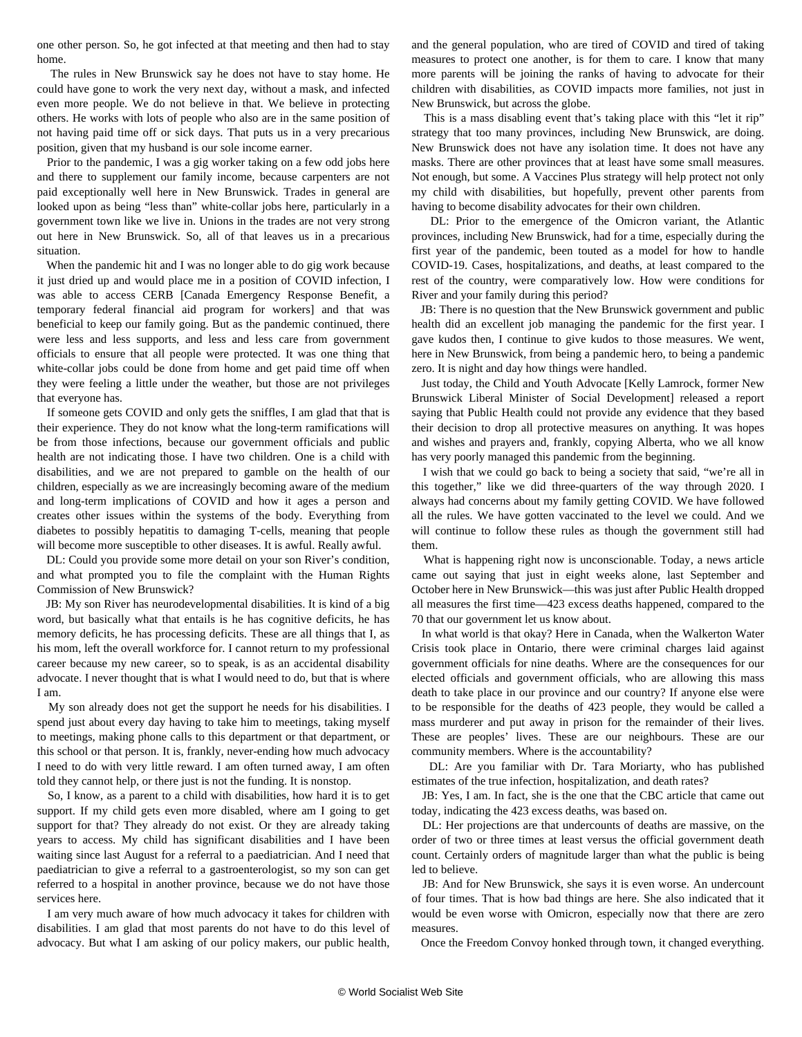one other person. So, he got infected at that meeting and then had to stay home.

The rules in New Brunswick say he does not have to stay home. He could have gone to work the very next day, without a mask, and infected even more people. We do not believe in that. We believe in protecting others. He works with lots of people who also are in the same position of not having paid time off or sick days. That puts us in a very precarious position, given that my husband is our sole income earner.

Prior to the pandemic, I was a gig worker taking on a few odd jobs here and there to supplement our family income, because carpenters are not paid exceptionally well here in New Brunswick. Trades in general are looked upon as being "less than" white-collar jobs here, particularly in a government town like we live in. Unions in the trades are not very strong out here in New Brunswick. So, all of that leaves us in a precarious situation.

When the pandemic hit and I was no longer able to do gig work because it just dried up and would place me in a position of COVID infection, I was able to access CERB [Canada Emergency Response Benefit, a temporary federal financial aid program for workers] and that was beneficial to keep our family going. But as the pandemic continued, there were less and less supports, and less and less care from government officials to ensure that all people were protected. It was one thing that white-collar jobs could be done from home and get paid time off when they were feeling a little under the weather, but those are not privileges that everyone has.

If someone gets COVID and only gets the sniffles, I am glad that that is their experience. They do not know what the long-term ramifications will be from those infections, because our government officials and public health are not indicating those. I have two children. One is a child with disabilities, and we are not prepared to gamble on the health of our children, especially as we are increasingly becoming aware of the medium and long-term implications of COVID and how it ages a person and creates other issues within the systems of the body. Everything from diabetes to possibly hepatitis to damaging T-cells, meaning that people will become more susceptible to other diseases. It is awful. Really awful.

DL: Could you provide some more detail on your son River's condition, and what prompted you to file the complaint with the Human Rights Commission of New Brunswick?

JB: My son River has neurodevelopmental disabilities. It is kind of a big word, but basically what that entails is he has cognitive deficits, he has memory deficits, he has processing deficits. These are all things that I, as his mom, left the overall workforce for. I cannot return to my professional career because my new career, so to speak, is as an accidental disability advocate. I never thought that is what I would need to do, but that is where I am.

My son already does not get the support he needs for his disabilities. I spend just about every day having to take him to meetings, taking myself to meetings, making phone calls to this department or that department, or this school or that person. It is, frankly, never-ending how much advocacy I need to do with very little reward. I am often turned away, I am often told they cannot help, or there just is not the funding. It is nonstop.

So, I know, as a parent to a child with disabilities, how hard it is to get support. If my child gets even more disabled, where am I going to get support for that? They already do not exist. Or they are already taking years to access. My child has significant disabilities and I have been waiting since last August for a referral to a paediatrician. And I need that paediatrician to give a referral to a gastroenterologist, so my son can get referred to a hospital in another province, because we do not have those services here.

I am very much aware of how much advocacy it takes for children with disabilities. I am glad that most parents do not have to do this level of advocacy. But what I am asking of our policy makers, our public health, and the general population, who are tired of COVID and tired of taking measures to protect one another, is for them to care. I know that many more parents will be joining the ranks of having to advocate for their children with disabilities, as COVID impacts more families, not just in New Brunswick, but across the globe.

This is a mass disabling event that's taking place with this "let it rip" strategy that too many provinces, including New Brunswick, are doing. New Brunswick does not have any isolation time. It does not have any masks. There are other provinces that at least have some small measures. Not enough, but some. A Vaccines Plus strategy will help protect not only my child with disabilities, but hopefully, prevent other parents from having to become disability advocates for their own children.

DL: Prior to the emergence of the Omicron variant, the Atlantic provinces, including New Brunswick, had for a time, especially during the first year of the pandemic, been touted as a model for how to handle COVID-19. Cases, hospitalizations, and deaths, at least compared to the rest of the country, were comparatively low. How were conditions for River and your family during this period?

JB: There is no question that the New Brunswick government and public health did an excellent job managing the pandemic for the first year. I gave kudos then, I continue to give kudos to those measures. We went, here in New Brunswick, from being a pandemic hero, to being a pandemic zero. It is night and day how things were handled.

Just today, the Child and Youth Advocate [Kelly Lamrock, former New Brunswick Liberal Minister of Social Development] released a report saying that Public Health could not provide any evidence that they based their decision to drop all protective measures on anything. It was hopes and wishes and prayers and, frankly, copying Alberta, who we all know has very poorly managed this pandemic from the beginning.

I wish that we could go back to being a society that said, "we're all in this together," like we did three-quarters of the way through 2020. I always had concerns about my family getting COVID. We have followed all the rules. We have gotten vaccinated to the level we could. And we will continue to follow these rules as though the government still had them.

What is happening right now is unconscionable. Today, a news article came out saying that just in eight weeks alone, last September and October here in New Brunswick—this was just after Public Health dropped all measures the first time—423 excess deaths happened, compared to the 70 that our government let us know about.

In what world is that okay? Here in Canada, when the Walkerton Water Crisis took place in Ontario, there were criminal charges laid against government officials for nine deaths. Where are the consequences for our elected officials and government officials, who are allowing this mass death to take place in our province and our country? If anyone else were to be responsible for the deaths of 423 people, they would be called a mass murderer and put away in prison for the remainder of their lives. These are peoples' lives. These are our neighbours. These are our community members. Where is the accountability?

DL: Are you familiar with Dr. Tara Moriarty, who has published estimates of the true infection, hospitalization, and death rates?

JB: Yes, I am. In fact, she is the one that the CBC article that came out today, indicating the 423 excess deaths, was based on.

DL: Her projections are that undercounts of deaths are massive, on the order of two or three times at least versus the official government death count. Certainly orders of magnitude larger than what the public is being led to believe.

JB: And for New Brunswick, she says it is even worse. An undercount of four times. That is how bad things are here. She also indicated that it would be even worse with Omicron, especially now that there are zero measures.

Once the Freedom Convoy honked through town, it changed everything.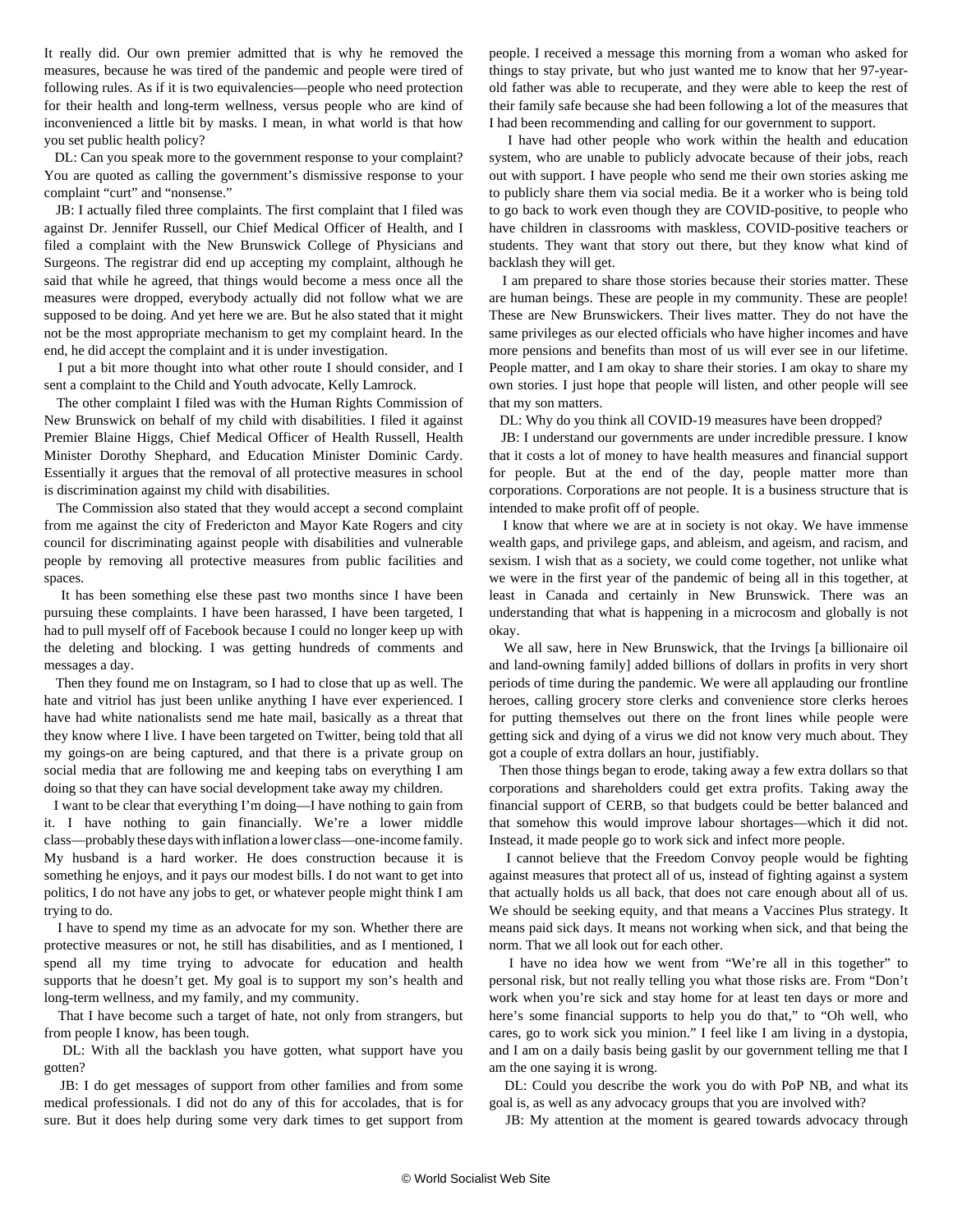It really did. Our own premier admitted that is why he removed the measures, because he was tired of the pandemic and people were tired of following rules. As if it is two equivalencies—people who need protection for their health and long-term wellness, versus people who are kind of inconvenienced a little bit by masks. I mean, in what world is that how you set public health policy?

DL: Can you speak more to the government response to your complaint? You are quoted as calling the government's dismissive response to your complaint "curt" and "nonsense."

JB: I actually filed three complaints. The first complaint that I filed was against Dr. Jennifer Russell, our Chief Medical Officer of Health, and I filed a complaint with the New Brunswick College of Physicians and Surgeons. The registrar did end up accepting my complaint, although he said that while he agreed, that things would become a mess once all the measures were dropped, everybody actually did not follow what we are supposed to be doing. And yet here we are. But he also stated that it might not be the most appropriate mechanism to get my complaint heard. In the end, he did accept the complaint and it is under investigation.

I put a bit more thought into what other route I should consider, and I sent a complaint to the Child and Youth advocate, Kelly Lamrock.

The other complaint I filed was with the Human Rights Commission of New Brunswick on behalf of my child with disabilities. I filed it against Premier Blaine Higgs, Chief Medical Officer of Health Russell, Health Minister Dorothy Shephard, and Education Minister Dominic Cardy. Essentially it argues that the removal of all protective measures in school is discrimination against my child with disabilities.

The Commission also stated that they would accept a second complaint from me against the city of Fredericton and Mayor Kate Rogers and city council for discriminating against people with disabilities and vulnerable people by removing all protective measures from public facilities and spaces.

It has been something else these past two months since I have been pursuing these complaints. I have been harassed, I have been targeted, I had to pull myself off of Facebook because I could no longer keep up with the deleting and blocking. I was getting hundreds of comments and messages a day.

Then they found me on Instagram, so I had to close that up as well. The hate and vitriol has just been unlike anything I have ever experienced. I have had white nationalists send me hate mail, basically as a threat that they know where I live. I have been targeted on Twitter, being told that all my goings-on are being captured, and that there is a private group on social media that are following me and keeping tabs on everything I am doing so that they can have social development take away my children.

I want to be clear that everything I'm doing—I have nothing to gain from it. I have nothing to gain financially. We're a lower middle class—probably these days with inflation a lower class—one-income family. My husband is a hard worker. He does construction because it is something he enjoys, and it pays our modest bills. I do not want to get into politics, I do not have any jobs to get, or whatever people might think I am trying to do.

I have to spend my time as an advocate for my son. Whether there are protective measures or not, he still has disabilities, and as I mentioned, I spend all my time trying to advocate for education and health supports that he doesn't get. My goal is to support my son's health and long-term wellness, and my family, and my community.

That I have become such a target of hate, not only from strangers, but from people I know, has been tough.

DL: With all the backlash you have gotten, what support have you gotten?

JB: I do get messages of support from other families and from some medical professionals. I did not do any of this for accolades, that is for sure. But it does help during some very dark times to get support from people. I received a message this morning from a woman who asked for things to stay private, but who just wanted me to know that her 97-year-old father was able to recuperate, and they were able to keep the rest of their family safe because she had been following a lot of the measures that I had been recommending and calling for our government to support.

I have had other people who work within the health and education system, who are unable to publicly advocate because of their jobs, reach out with support. I have people who send me their own stories asking me to publicly share them via social media. Be it a worker who is being told to go back to work even though they are COVID-positive, to people who have children in classrooms with maskless, COVID-positive teachers or students. They want that story out there, but they know what kind of backlash they will get.

I am prepared to share those stories because their stories matter. These are human beings. These are people in my community. These are people! These are New Brunswickers. Their lives matter. They do not have the same privileges as our elected officials who have higher incomes and have more pensions and benefits than most of us will ever see in our lifetime. People matter, and I am okay to share their stories. I am okay to share my own stories. I just hope that people will listen, and other people will see that my son matters.

DL: Why do you think all COVID-19 measures have been dropped?

JB: I understand our governments are under incredible pressure. I know that it costs a lot of money to have health measures and financial support for people. But at the end of the day, people matter more than corporations. Corporations are not people. It is a business structure that is intended to make profit off of people.

I know that where we are at in society is not okay. We have immense wealth gaps, and privilege gaps, and ableism, and ageism, and racism, and sexism. I wish that as a society, we could come together, not unlike what we were in the first year of the pandemic of being all in this together, at least in Canada and certainly in New Brunswick. There was an understanding that what is happening in a microcosm and globally is not okay.

We all saw, here in New Brunswick, that the Irvings [a billionaire oil and land-owning family] added billions of dollars in profits in very short periods of time during the pandemic. We were all applauding our frontline heroes, calling grocery store clerks and convenience store clerks heroes for putting themselves out there on the front lines while people were getting sick and dying of a virus we did not know very much about. They got a couple of extra dollars an hour, justifiably.

Then those things began to erode, taking away a few extra dollars so that corporations and shareholders could get extra profits. Taking away the financial support of CERB, so that budgets could be better balanced and that somehow this would improve labour shortages—which it did not. Instead, it made people go to work sick and infect more people.

I cannot believe that the Freedom Convoy people would be fighting against measures that protect all of us, instead of fighting against a system that actually holds us all back, that does not care enough about all of us. We should be seeking equity, and that means a Vaccines Plus strategy. It means paid sick days. It means not working when sick, and that being the norm. That we all look out for each other.

I have no idea how we went from "We're all in this together" to personal risk, but not really telling you what those risks are. From "Don't work when you're sick and stay home for at least ten days or more and here's some financial supports to help you do that," to "Oh well, who cares, go to work sick you minion." I feel like I am living in a dystopia, and I am on a daily basis being gaslit by our government telling me that I am the one saying it is wrong.

DL: Could you describe the work you do with PoP NB, and what its goal is, as well as any advocacy groups that you are involved with?

JB: My attention at the moment is geared towards advocacy through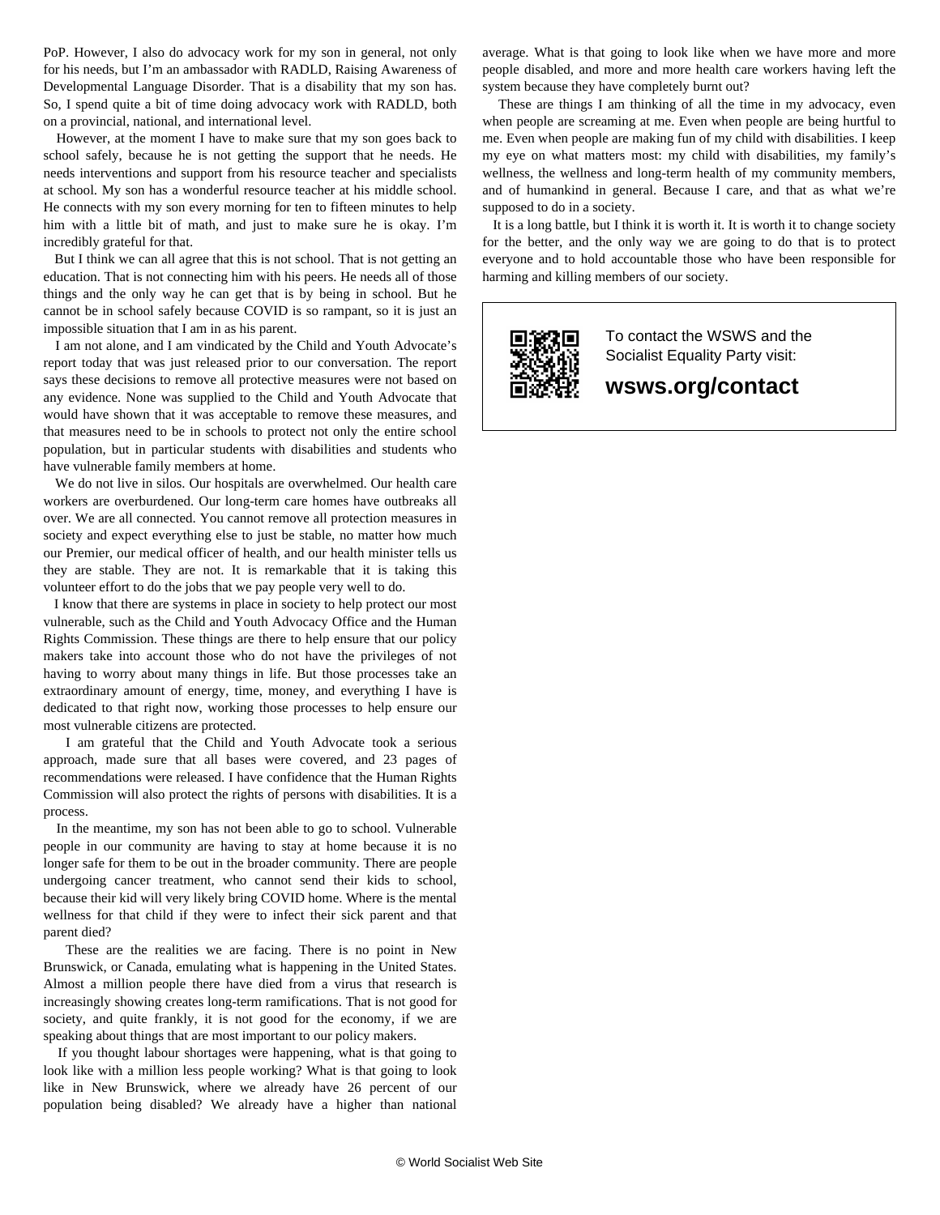PoP. However, I also do advocacy work for my son in general, not only for his needs, but I'm an ambassador with RADLD, Raising Awareness of Developmental Language Disorder. That is a disability that my son has. So, I spend quite a bit of time doing advocacy work with RADLD, both on a provincial, national, and international level.

However, at the moment I have to make sure that my son goes back to school safely, because he is not getting the support that he needs. He needs interventions and support from his resource teacher and specialists at school. My son has a wonderful resource teacher at his middle school. He connects with my son every morning for ten to fifteen minutes to help him with a little bit of math, and just to make sure he is okay. I'm incredibly grateful for that.

But I think we can all agree that this is not school. That is not getting an education. That is not connecting him with his peers. He needs all of those things and the only way he can get that is by being in school. But he cannot be in school safely because COVID is so rampant, so it is just an impossible situation that I am in as his parent.

I am not alone, and I am vindicated by the Child and Youth Advocate's report today that was just released prior to our conversation. The report says these decisions to remove all protective measures were not based on any evidence. None was supplied to the Child and Youth Advocate that would have shown that it was acceptable to remove these measures, and that measures need to be in schools to protect not only the entire school population, but in particular students with disabilities and students who have vulnerable family members at home.

We do not live in silos. Our hospitals are overwhelmed. Our health care workers are overburdened. Our long-term care homes have outbreaks all over. We are all connected. You cannot remove all protection measures in society and expect everything else to just be stable, no matter how much our Premier, our medical officer of health, and our health minister tells us they are stable. They are not. It is remarkable that it is taking this volunteer effort to do the jobs that we pay people very well to do.

I know that there are systems in place in society to help protect our most vulnerable, such as the Child and Youth Advocacy Office and the Human Rights Commission. These things are there to help ensure that our policy makers take into account those who do not have the privileges of not having to worry about many things in life. But those processes take an extraordinary amount of energy, time, money, and everything I have is dedicated to that right now, working those processes to help ensure our most vulnerable citizens are protected.

I am grateful that the Child and Youth Advocate took a serious approach, made sure that all bases were covered, and 23 pages of recommendations were released. I have confidence that the Human Rights Commission will also protect the rights of persons with disabilities. It is a process.

In the meantime, my son has not been able to go to school. Vulnerable people in our community are having to stay at home because it is no longer safe for them to be out in the broader community. There are people undergoing cancer treatment, who cannot send their kids to school, because their kid will very likely bring COVID home. Where is the mental wellness for that child if they were to infect their sick parent and that parent died?

These are the realities we are facing. There is no point in New Brunswick, or Canada, emulating what is happening in the United States. Almost a million people there have died from a virus that research is increasingly showing creates long-term ramifications. That is not good for society, and quite frankly, it is not good for the economy, if we are speaking about things that are most important to our policy makers.

If you thought labour shortages were happening, what is that going to look like with a million less people working? What is that going to look like in New Brunswick, where we already have 26 percent of our population being disabled? We already have a higher than national average. What is that going to look like when we have more and more people disabled, and more and more health care workers having left the system because they have completely burnt out?

These are things I am thinking of all the time in my advocacy, even when people are screaming at me. Even when people are being hurtful to me. Even when people are making fun of my child with disabilities. I keep my eye on what matters most: my child with disabilities, my family's wellness, the wellness and long-term health of my community members, and of humankind in general. Because I care, and that as what we're supposed to do in a society.

It is a long battle, but I think it is worth it. It is worth it to change society for the better, and the only way we are going to do that is to protect everyone and to hold accountable those who have been responsible for harming and killing members of our society.

To contact the WSWS and the Socialist Equality Party visit:

**wsws.org/contact**